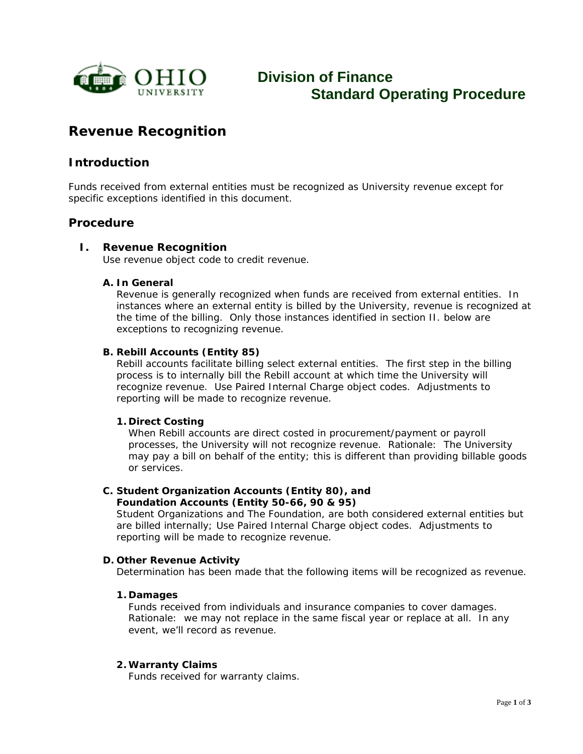# Division of Finance
## Standard Operating Procedure

# Revenue Recognition

## Introduction

Funds received from external entities must be recognized as University revenue except for specific exceptions identified in this document.

## Procedure

### I. Revenue Recognition

Use revenue object code to credit revenue.

#### A. In General

Revenue is generally recognized when funds are received from external entities. In instances where an external entity is billed by the University, revenue is recognized at the time of the billing. Only those instances identified in section II. below are exceptions to recognizing revenue.

#### B. Rebill Accounts (Entity 85)

Rebill accounts facilitate billing select external entities. The first step in the billing process is to internally bill the Rebill account at which time the University will recognize revenue. Use Paired Internal Charge object codes. Adjustments to reporting will be made to recognize revenue.

**1. Direct Costing**

When Rebill accounts are direct costed in procurement/payment or payroll processes, the University will not recognize revenue. Rationale: The University may pay a bill on behalf of the entity; this is different than providing billable goods or services.

#### C. Student Organization Accounts (Entity 80), and Foundation Accounts (Entity 50-66, 90 & 95)

Student Organizations and The Foundation, are both considered external entities but are billed internally; Use Paired Internal Charge object codes. Adjustments to reporting will be made to recognize revenue.

#### D. Other Revenue Activity

Determination has been made that the following items will be recognized as revenue.

**1. Damages**

Funds received from individuals and insurance companies to cover damages. Rationale: we may not replace in the same fiscal year or replace at all. In any event, we'll record as revenue.

**2. Warranty Claims**

Funds received for warranty claims.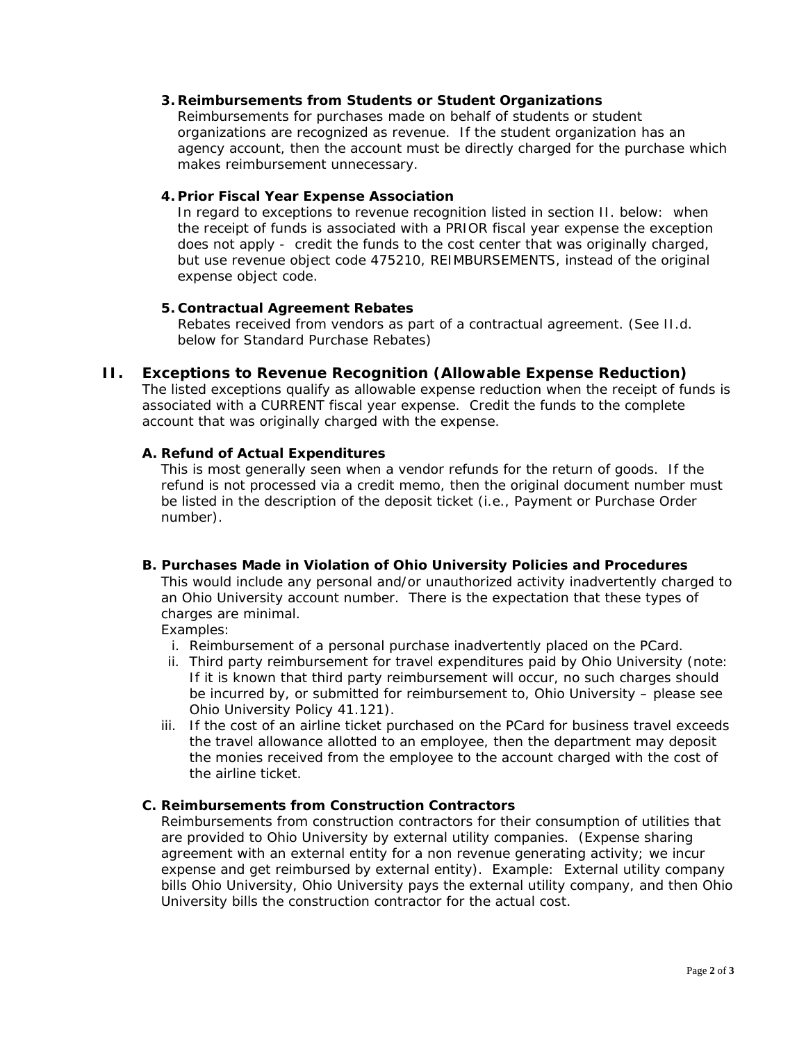**3. Reimbursements from Students or Student Organizations**

Reimbursements for purchases made on behalf of students or student organizations are recognized as revenue. If the student organization has an agency account, then the account must be directly charged for the purchase which makes reimbursement unnecessary.

**4. Prior Fiscal Year Expense Association**

In regard to exceptions to revenue recognition listed in section II. below: when the receipt of funds is associated with a PRIOR fiscal year expense the exception does not apply - credit the funds to the cost center that was originally charged, but use revenue object code 475210, REIMBURSEMENTS, instead of the original expense object code.

**5. Contractual Agreement Rebates**

Rebates received from vendors as part of a contractual agreement. (See II.d. below for Standard Purchase Rebates)

## II. Exceptions to Revenue Recognition (Allowable Expense Reduction)

The listed exceptions qualify as allowable expense reduction when the receipt of funds is associated with a CURRENT fiscal year expense. Credit the funds to the complete account that was originally charged with the expense.

### A. Refund of Actual Expenditures

This is most generally seen when a vendor refunds for the return of goods. If the refund is not processed via a credit memo, then the original document number must be listed in the description of the deposit ticket (i.e., Payment or Purchase Order number).

### B. Purchases Made in Violation of Ohio University Policies and Procedures

This would include any personal and/or unauthorized activity inadvertently charged to an Ohio University account number. There is the expectation that these types of charges are minimal.

Examples:

i. Reimbursement of a personal purchase inadvertently placed on the PCard.
ii. Third party reimbursement for travel expenditures paid by Ohio University (note: If it is known that third party reimbursement will occur, no such charges should be incurred by, or submitted for reimbursement to, Ohio University – please see Ohio University Policy 41.121).
iii. If the cost of an airline ticket purchased on the PCard for business travel exceeds the travel allowance allotted to an employee, then the department may deposit the monies received from the employee to the account charged with the cost of the airline ticket.

### C. Reimbursements from Construction Contractors

Reimbursements from construction contractors for their consumption of utilities that are provided to Ohio University by external utility companies. (Expense sharing agreement with an external entity for a non revenue generating activity; we incur expense and get reimbursed by external entity). Example: External utility company bills Ohio University, Ohio University pays the external utility company, and then Ohio University bills the construction contractor for the actual cost.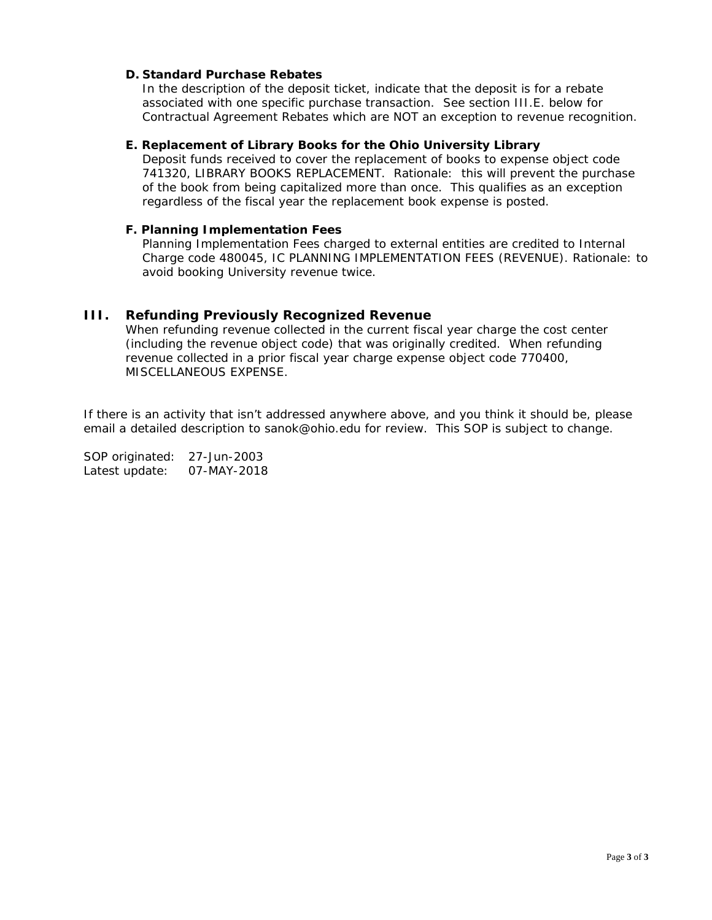**D. Standard Purchase Rebates**

In the description of the deposit ticket, indicate that the deposit is for a rebate associated with one specific purchase transaction. See section III.E. below for Contractual Agreement Rebates which are NOT an exception to revenue recognition.

**E. Replacement of Library Books for the Ohio University Library**

Deposit funds received to cover the replacement of books to expense object code 741320, LIBRARY BOOKS REPLACEMENT. Rationale: this will prevent the purchase of the book from being capitalized more than once. This qualifies as an exception regardless of the fiscal year the replacement book expense is posted.

**F. Planning Implementation Fees**

Planning Implementation Fees charged to external entities are credited to Internal Charge code 480045, IC PLANNING IMPLEMENTATION FEES (REVENUE). Rationale: to avoid booking University revenue twice.

## III. Refunding Previously Recognized Revenue

When refunding revenue collected in the current fiscal year charge the cost center (including the revenue object code) that was originally credited. When refunding revenue collected in a prior fiscal year charge expense object code 770400, MISCELLANEOUS EXPENSE.

If there is an activity that isn't addressed anywhere above, and you think it should be, please email a detailed description to sanok@ohio.edu for review. This SOP is subject to change.

SOP originated: 27-Jun-2003
Latest update: 07-MAY-2018